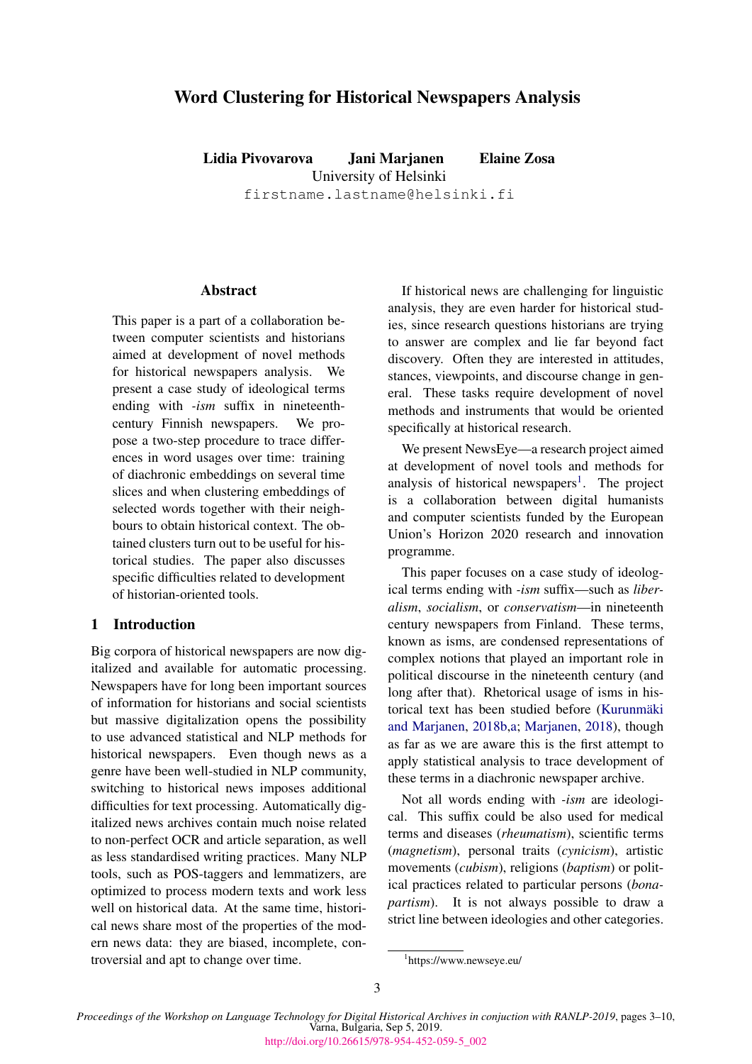# Word Clustering for Historical Newspapers Analysis

**Lidia Pivovarova Jani Marjanen Elaine Zosa**
University of Helsinki
firstname.lastname@helsinki.fi

## Abstract

This paper is a part of a collaboration between computer scientists and historians aimed at development of novel methods for historical newspapers analysis. We present a case study of ideological terms ending with *-ism* suffix in nineteenth-century Finnish newspapers. We propose a two-step procedure to trace differences in word usages over time: training of diachronic embeddings on several time slices and when clustering embeddings of selected words together with their neighbours to obtain historical context. The obtained clusters turn out to be useful for historical studies. The paper also discusses specific difficulties related to development of historian-oriented tools.

## 1 Introduction

Big corpora of historical newspapers are now digitalized and available for automatic processing. Newspapers have for long been important sources of information for historians and social scientists but massive digitalization opens the possibility to use advanced statistical and NLP methods for historical newspapers. Even though news as a genre have been well-studied in NLP community, switching to historical news imposes additional difficulties for text processing. Automatically digitalized news archives contain much noise related to non-perfect OCR and article separation, as well as less standardised writing practices. Many NLP tools, such as POS-taggers and lemmatizers, are optimized to process modern texts and work less well on historical data. At the same time, historical news share most of the properties of the modern news data: they are biased, incomplete, controversial and apt to change over time.

If historical news are challenging for linguistic analysis, they are even harder for historical studies, since research questions historians are trying to answer are complex and lie far beyond fact discovery. Often they are interested in attitudes, stances, viewpoints, and discourse change in general. These tasks require development of novel methods and instruments that would be oriented specifically at historical research.

We present NewsEye—a research project aimed at development of novel tools and methods for analysis of historical newspapers[1]. The project is a collaboration between digital humanists and computer scientists funded by the European Union's Horizon 2020 research and innovation programme.

This paper focuses on a case study of ideological terms ending with *-ism* suffix—such as *liberalism*, *socialism*, or *conservatism*—in nineteenth century newspapers from Finland. These terms, known as isms, are condensed representations of complex notions that played an important role in political discourse in the nineteenth century (and long after that). Rhetorical usage of isms in historical text has been studied before (Kurunmäki and Marjanen, 2018b,a; Marjanen, 2018), though as far as we are aware this is the first attempt to apply statistical analysis to trace development of these terms in a diachronic newspaper archive.

Not all words ending with *-ism* are ideological. This suffix could be also used for medical terms and diseases (*rheumatism*), scientific terms (*magnetism*), personal traits (*cynicism*), artistic movements (*cubism*), religions (*baptism*) or political practices related to particular persons (*bonapartism*). It is not always possible to draw a strict line between ideologies and other categories.

[1] https://www.newseye.eu/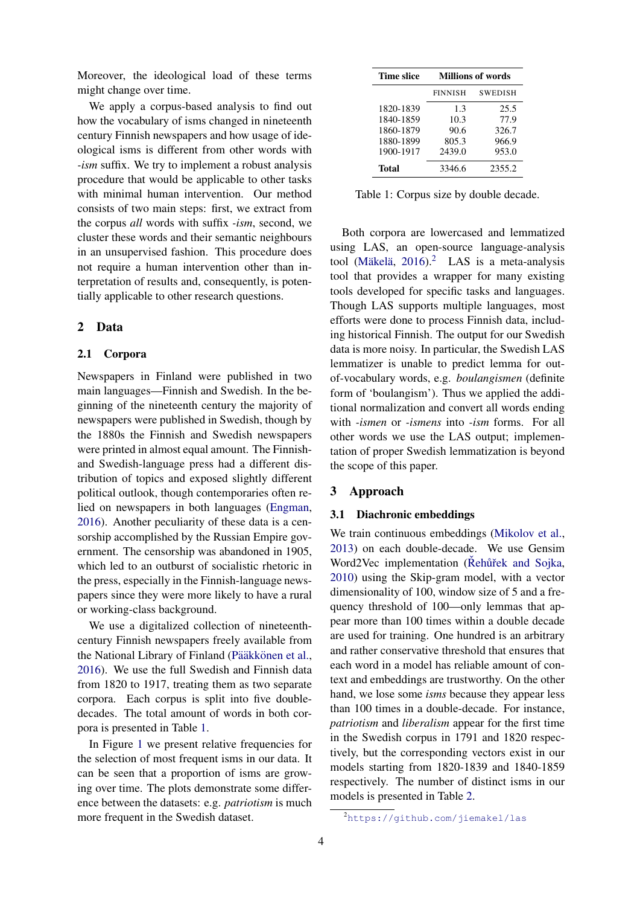Moreover, the ideological load of these terms might change over time.

We apply a corpus-based analysis to find out how the vocabulary of isms changed in nineteenth century Finnish newspapers and how usage of ideological isms is different from other words with *-ism* suffix. We try to implement a robust analysis procedure that would be applicable to other tasks with minimal human intervention. Our method consists of two main steps: first, we extract from the corpus *all* words with suffix *-ism*, second, we cluster these words and their semantic neighbours in an unsupervised fashion. This procedure does not require a human intervention other than interpretation of results and, consequently, is potentially applicable to other research questions.

## 2 Data

### 2.1 Corpora

Newspapers in Finland were published in two main languages—Finnish and Swedish. In the beginning of the nineteenth century the majority of newspapers were published in Swedish, though by the 1880s the Finnish and Swedish newspapers were printed in almost equal amount. The Finnish- and Swedish-language press had a different distribution of topics and exposed slightly different political outlook, though contemporaries often relied on newspapers in both languages (Engman, 2016). Another peculiarity of these data is a censorship accomplished by the Russian Empire government. The censorship was abandoned in 1905, which led to an outburst of socialistic rhetoric in the press, especially in the Finnish-language newspapers since they were more likely to have a rural or working-class background.

We use a digitalized collection of nineteenth-century Finnish newspapers freely available from the National Library of Finland (Pääkkönen et al., 2016). We use the full Swedish and Finnish data from 1820 to 1917, treating them as two separate corpora. Each corpus is split into five double-decades. The total amount of words in both corpora is presented in Table 1.

In Figure 1 we present relative frequencies for the selection of most frequent isms in our data. It can be seen that a proportion of isms are growing over time. The plots demonstrate some difference between the datasets: e.g. *patriotism* is much more frequent in the Swedish dataset.

| Time slice | Millions of words | |
|---|---|---|
| | FINNISH | SWEDISH |
| 1820-1839 | 1.3 | 25.5 |
| 1840-1859 | 10.3 | 77.9 |
| 1860-1879 | 90.6 | 326.7 |
| 1880-1899 | 805.3 | 966.9 |
| 1900-1917 | 2439.0 | 953.0 |
| **Total** | 3346.6 | 2355.2 |

Table 1: Corpus size by double decade.

Both corpora are lowercased and lemmatized using LAS, an open-source language-analysis tool (Mäkelä, 2016).[2] LAS is a meta-analysis tool that provides a wrapper for many existing tools developed for specific tasks and languages. Though LAS supports multiple languages, most efforts were done to process Finnish data, including historical Finnish. The output for our Swedish data is more noisy. In particular, the Swedish LAS lemmatizer is unable to predict lemma for out-of-vocabulary words, e.g. *boulangismen* (definite form of 'boulangism'). Thus we applied the additional normalization and convert all words ending with *-ismen* or *-ismens* into *-ism* forms. For all other words we use the LAS output; implementation of proper Swedish lemmatization is beyond the scope of this paper.

## 3 Approach

### 3.1 Diachronic embeddings

We train continuous embeddings (Mikolov et al., 2013) on each double-decade. We use Gensim Word2Vec implementation (Řehůřek and Sojka, 2010) using the Skip-gram model, with a vector dimensionality of 100, window size of 5 and a frequency threshold of 100—only lemmas that appear more than 100 times within a double decade are used for training. One hundred is an arbitrary and rather conservative threshold that ensures that each word in a model has reliable amount of context and embeddings are trustworthy. On the other hand, we lose some *isms* because they appear less than 100 times in a double-decade. For instance, *patriotism* and *liberalism* appear for the first time in the Swedish corpus in 1791 and 1820 respectively, but the corresponding vectors exist in our models starting from 1820-1839 and 1840-1859 respectively. The number of distinct isms in our models is presented in Table 2.

[2] https://github.com/jiemakel/las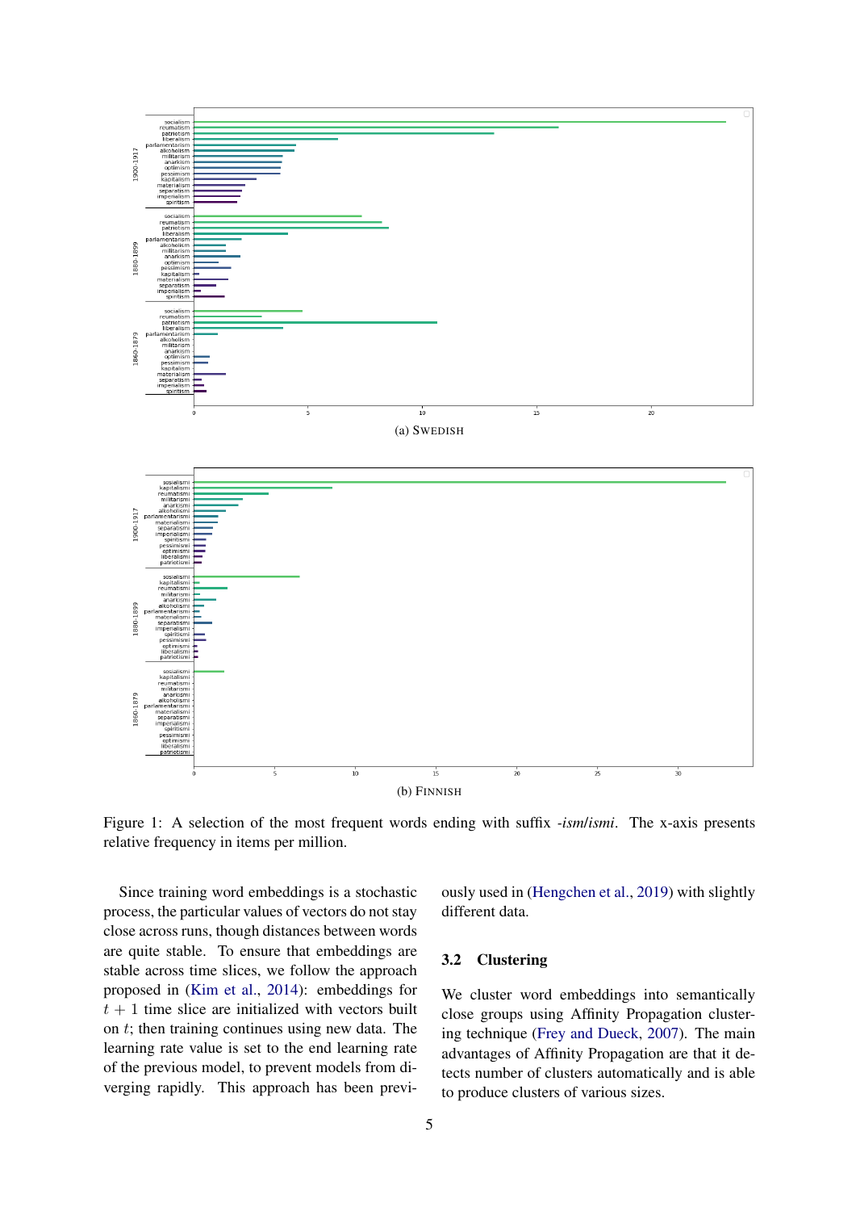(a) SWEDISH

(b) FINNISH

Figure 1: A selection of the most frequent words ending with suffix *-ism/ismi*. The x-axis presents relative frequency in items per million.

Since training word embeddings is a stochastic process, the particular values of vectors do not stay close across runs, though distances between words are quite stable. To ensure that embeddings are stable across time slices, we follow the approach proposed in (Kim et al., 2014): embeddings for $t + 1$ time slice are initialized with vectors built on $t$; then training continues using new data. The learning rate value is set to the end learning rate of the previous model, to prevent models from diverging rapidly. This approach has been previously used in (Hengchen et al., 2019) with slightly different data.

### 3.2 Clustering

We cluster word embeddings into semantically close groups using Affinity Propagation clustering technique (Frey and Dueck, 2007). The main advantages of Affinity Propagation are that it detects number of clusters automatically and is able to produce clusters of various sizes.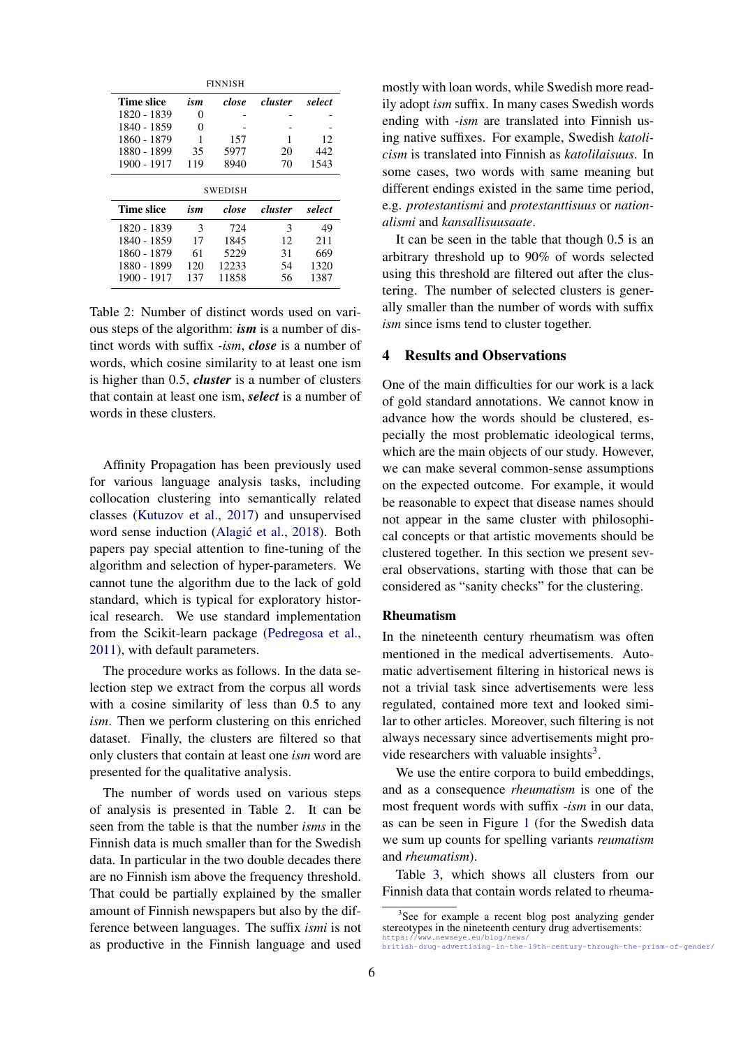FINNISH

| Time slice | *ism* | *close* | *cluster* | *select* |
|---|---|---|---|---|
| 1820 - 1839 | 0 | - | - | - |
| 1840 - 1859 | 0 | - | - | - |
| 1860 - 1879 | 1 | 157 | 1 | 12 |
| 1880 - 1899 | 35 | 5977 | 20 | 442 |
| 1900 - 1917 | 119 | 8940 | 70 | 1543 |

SWEDISH

| Time slice | *ism* | *close* | *cluster* | *select* |
|---|---|---|---|---|
| 1820 - 1839 | 3 | 724 | 3 | 49 |
| 1840 - 1859 | 17 | 1845 | 12 | 211 |
| 1860 - 1879 | 61 | 5229 | 31 | 669 |
| 1880 - 1899 | 120 | 12233 | 54 | 1320 |
| 1900 - 1917 | 137 | 11858 | 56 | 1387 |

Table 2: Number of distinct words used on various steps of the algorithm: ***ism*** is a number of distinct words with suffix *-ism*, ***close*** is a number of words, which cosine similarity to at least one ism is higher than 0.5, ***cluster*** is a number of clusters that contain at least one ism, ***select*** is a number of words in these clusters.

Affinity Propagation has been previously used for various language analysis tasks, including collocation clustering into semantically related classes (Kutuzov et al., 2017) and unsupervised word sense induction (Alagić et al., 2018). Both papers pay special attention to fine-tuning of the algorithm and selection of hyper-parameters. We cannot tune the algorithm due to the lack of gold standard, which is typical for exploratory historical research. We use standard implementation from the Scikit-learn package (Pedregosa et al., 2011), with default parameters.

The procedure works as follows. In the data selection step we extract from the corpus all words with a cosine similarity of less than 0.5 to any *ism*. Then we perform clustering on this enriched dataset. Finally, the clusters are filtered so that only clusters that contain at least one *ism* word are presented for the qualitative analysis.

The number of words used on various steps of analysis is presented in Table 2. It can be seen from the table is that the number of *isms* in the Finnish data is much smaller than for the Swedish data. In particular in the two double decades there are no Finnish ism above the frequency threshold. That could be partially explained by the smaller amount of Finnish newspapers but also by the difference between languages. The suffix *ismi* is not as productive in the Finnish language and used mostly with loan words, while Swedish more readily adopt *ism* suffix. In many cases Swedish words ending with *-ism* are translated into Finnish using native suffixes. For example, Swedish *katolicism* is translated into Finnish as *katolilaisuus*. In some cases, two words with same meaning but different endings existed in the same time period, e.g. *protestantismi* and *protestanttisuus* or *nationalismi* and *kansallisuusaate*.

It can be seen in the table that though 0.5 is an arbitrary threshold up to 90% of words selected using this threshold are filtered out after the clustering. The number of selected clusters is generally smaller than the number of words with suffix *ism* since isms tend to cluster together.

## 4 Results and Observations

One of the main difficulties for our work is a lack of gold standard annotations. We cannot know in advance how the words should be clustered, especially the most problematic ideological terms, which are the main objects of our study. However, we can make several common-sense assumptions on the expected outcome. For example, it would be reasonable to expect that disease names should not appear in the same cluster with philosophical concepts or that artistic movements should be clustered together. In this section we present several observations, starting with those that can be considered as "sanity checks" for the clustering.

### Rheumatism

In the nineteenth century rheumatism was often mentioned in the medical advertisements. Automatic advertisement filtering in historical news is not a trivial task since advertisements were less regulated, contained more text and looked similar to other articles. Moreover, such filtering is not always necessary since advertisements might provide researchers with valuable insights[3].

We use the entire corpora to build embeddings, and as a consequence *rheumatism* is one of the most frequent words with suffix *-ism* in our data, as can be seen in Figure 1 (for the Swedish data we sum up counts for spelling variants *reumatism* and *rheumatism*).

Table 3, which shows all clusters from our Finnish data that contain words related to rheuma-

[3]See for example a recent blog post analyzing gender stereotypes in the nineteenth century drug advertisements: https://www.newseye.eu/blog/news/british-drug-advertising-in-the-19th-century-through-the-prism-of-gender/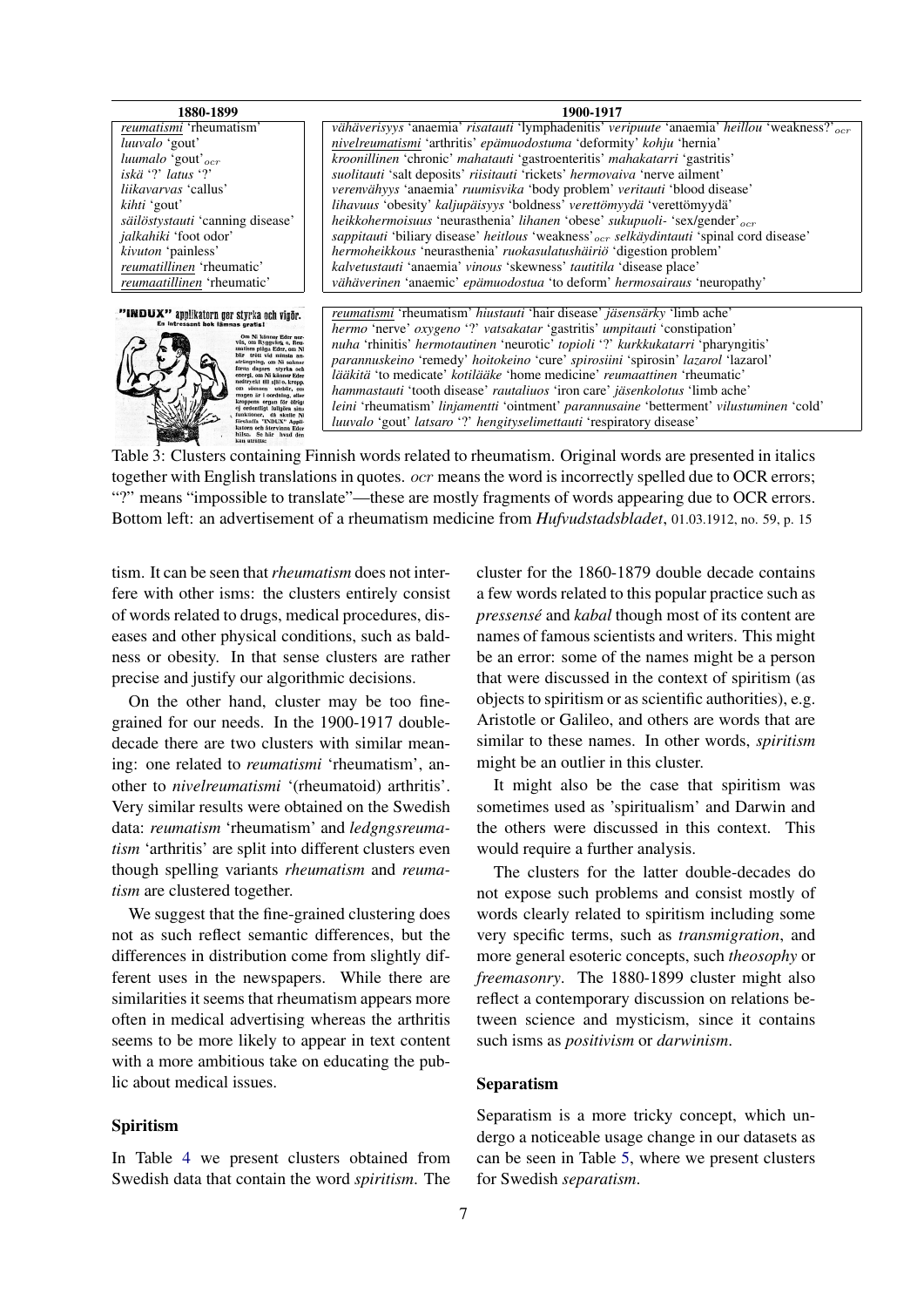| 1880-1899 | 1900-1917 |
|---|---|
| *reumatismi* 'rheumatism' | *vähäverisyys* 'anaemia' *risatauti* 'lymphadenitis' *veripuute* 'anaemia' *heillou* 'weakness?'$_{ocr}$ |
| *luuvalo* 'gout' | *nivelreumatismi* 'arthritis' *epämuodostuma* 'deformity' *kohju* 'hernia' |
| *luumalo* 'gout'$_{ocr}$ | *kroonillinen* 'chronic' *mahatauti* 'gastroenteritis' *mahakatarri* 'gastritis' |
| *iskä* '?' *latus* '?' | *suolitauti* 'salt deposits' *riisitauti* 'rickets' *hermovaiva* 'nerve ailment' |
| *liikavarvas* 'callus' | *verenvähyys* 'anaemia' *ruumisvika* 'body problem' *veritauti* 'blood disease' |
| *kihti* 'gout' | *lihavuus* 'obesity' *kaljupäisyys* 'boldness' *verettömyydä* 'verettömyydä' |
| *säilöstystauti* 'canning disease' | *heikkohermoisuus* 'neurasthenia' *lihanen* 'obese' *sukupuoli-* 'sex/gender'$_{ocr}$ |
| *jalkahiki* 'foot odor' | *sappitauti* 'biliary disease' *heitlous* 'weakness'$_{ocr}$ *selkäydintauti* 'spinal cord disease' |
| *kivuton* 'painless' | *hermoheikkous* 'neurasthenia' *ruokasulatushäiriö* 'digestion problem' |
| *reumatillinen* 'rheumatic' | *kalvetustauti* 'anaemia' *vinous* 'skewness' *tautitila* 'disease place' |
| *reumaatillinen* 'rheumatic' | *vähäverinen* 'anaemic' *epämuodostua* 'to deform' *hermosairaus* 'neuropathy' |
| | *reumatismi* 'rheumatism' *hiustauti* 'hair disease' *jäsensärky* 'limb ache' |
| | *hermo* 'nerve' *oxygeno* '?' *vatsakatar* 'gastritis' *umpitauti* 'constipation' |
| | *nuha* 'rhinitis' *hermotautinen* 'neurotic' *topioli* '?' *kurkkukatarri* 'pharyngitis' |
| | *parannuskeino* 'remedy' *hoitokeino* 'cure' *spirosiini* 'spirosin' *lazarol* 'lazarol' |
| | *lääkitä* 'to medicate' *kotilääke* 'home medicine' *reumaattinen* 'rheumatic' |
| | *hammastauti* 'tooth disease' *rautaliuos* 'iron care' *jäsenkolotus* 'limb ache' |
| | *leini* 'rheumatism' *linjamentti* 'ointment' *parannusaine* 'betterment' *vilustuminen* 'cold' |
| | *luuvalo* 'gout' *latsaro* '?' *hengityselimettauti* 'respiratory disease' |

Table 3: Clusters containing Finnish words related to rheumatism. Original words are presented in italics together with English translations in quotes. *ocr* means the word is incorrectly spelled due to OCR errors; "?" means "impossible to translate"—these are mostly fragments of words appearing due to OCR errors. Bottom left: an advertisement of a rheumatism medicine from *Hufvudstadsbladet*, 01.03.1912, no. 59, p. 15

tism. It can be seen that *rheumatism* does not interfere with other isms: the clusters entirely consist of words related to drugs, medical procedures, diseases and other physical conditions, such as baldness or obesity. In that sense clusters are rather precise and justify our algorithmic decisions.

On the other hand, cluster may be too fine-grained for our needs. In the 1900-1917 double-decade there are two clusters with similar meaning: one related to *reumatismi* 'rheumatism', another to *nivelreumatismi* '(rheumatoid) arthritis'. Very similar results were obtained on the Swedish data: *reumatism* 'rheumatism' and *ledgngsreumatism* 'arthritis' are split into different clusters even though spelling variants *rheumatism* and *reumatism* are clustered together.

We suggest that the fine-grained clustering does not as such reflect semantic differences, but the differences in distribution come from slightly different uses in the newspapers. While there are similarities it seems that rheumatism appears more often in medical advertising whereas the arthritis seems to be more likely to appear in text content with a more ambitious take on educating the public about medical issues.

#### Spiritism

In Table 4 we present clusters obtained from Swedish data that contain the word *spiritism*. The cluster for the 1860-1879 double decade contains a few words related to this popular practice such as *pressensé* and *kabal* though most of its content are names of famous scientists and writers. This might be an error: some of the names might be a person that were discussed in the context of spiritism (as objects to spiritism or as scientific authorities), e.g. Aristotle or Galileo, and others are words that are similar to these names. In other words, *spiritism* might be an outlier in this cluster.

It might also be the case that spiritism was sometimes used as 'spiritualism' and Darwin and the others were discussed in this context. This would require a further analysis.

The clusters for the latter double-decades do not expose such problems and consist mostly of words clearly related to spiritism including some very specific terms, such as *transmigration*, and more general esoteric concepts, such *theosophy* or *freemasonry*. The 1880-1899 cluster might also reflect a contemporary discussion on relations between science and mysticism, since it contains such isms as *positivism* or *darwinism*.

#### Separatism

Separatism is a more tricky concept, which undergo a noticeable usage change in our datasets as can be seen in Table 5, where we present clusters for Swedish *separatism*.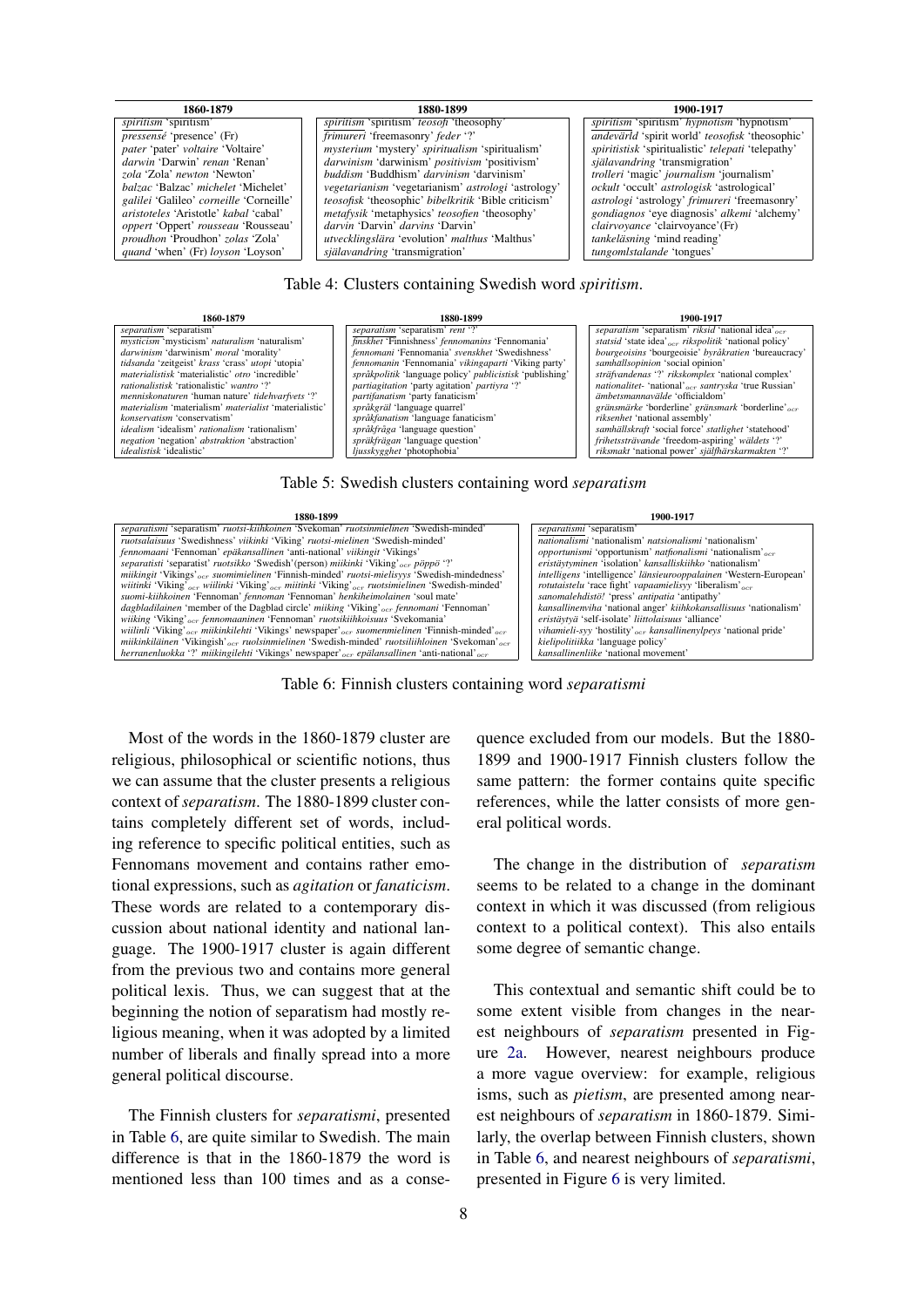| 1860-1879 | 1880-1899 | 1900-1917 |
|---|---|---|
| *spiritism* 'spiritism' | *spiritism* 'spiritism' *teosofi* 'theosophy' | *spiritism* 'spiritism' *hypnotism* 'hypnotism' |
| *pressensé* 'presence' (Fr) | *frimureri* 'freemasonry' *feder* '?' | *andevärld* 'spirit world' *teosofisk* 'theosophic' |
| *pater* 'pater' *voltaire* 'Voltaire' | *mysterium* 'mystery' *spiritualism* 'spiritualism' | *spiritistisk* 'spiritualistic' *telepati* 'telepathy' |
| *darwin* 'Darwin' *renan* 'Renan' | *darwinism* 'darwinism' *positivism* 'positivism' | *själavandring* 'transmigration' |
| *zola* 'Zola' *newton* 'Newton' | *buddism* 'Buddhism' *darvinism* 'darvinism' | *trolleri* 'magic' *journalism* 'journalism' |
| *balzac* 'Balzac' *michelet* 'Michelet' | *vegetarianism* 'vegetarianism' *astrologi* 'astrology' | *ockult* 'occult' *astrologisk* 'astrological' |
| *galilei* 'Galileo' *corneille* 'Corneille' | *teosofisk* 'theosophic' *bibelkritik* 'Bible criticism' | *astrologi* 'astrology' *frimureri* 'freemasonry' |
| *aristoteles* 'Aristotle' *kabal* 'cabal' | *metafysik* 'metaphysics' *teosofien* 'theosophy' | *gondiagnos* 'eye diagnosis' *alkemi* 'alchemy' |
| *oppert* 'Oppert' *rousseau* 'Rousseau' | *darvin* 'Darvin' *darvins* 'Darvin' | *clairvoyance* 'clairvoyance'(Fr) |
| *proudhon* 'Proudhon' *zolas* 'Zola' | *utvecklingslära* 'evolution' *malthus* 'Malthus' | *tankeläsning* 'mind reading' |
| *quand* 'when' (Fr) *loyson* 'Loyson' | *själavandring* 'transmigration' | *tungomlstalande* 'tongues' |

Table 4: Clusters containing Swedish word *spiritism*.

| 1860-1879 | 1880-1899 | 1900-1917 |
|---|---|---|
| *separatism* 'separatism' | *separatism* 'separatism' *rent* '?' | *separatism* 'separatism' *riksid* 'national idea'$_{ocr}$ |
| *mysticism* 'mysticism' *naturalism* 'naturalism' | *finskhet* 'Finnishness' *fennomanins* 'Fennomania' | *statsid* 'state idea'$_{ocr}$ *rikspolitik* 'national policy' |
| *darwinism* 'darwinism' *moral* 'morality' | *fennomani* 'Fennomania' *svenskhet* 'Swedishness' | *bourgeoisins* 'bourgeoisie' *byråkratien* 'bureaucracy' |
| *tidsanda* 'zeitgeist' *krass* 'crass' *utopi* 'utopia' | *fennomanin* 'Fennomania' *vikingaparti* 'Viking party' | *samhällsopinion* 'social opinion' |
| *materialistisk* 'materialistic' *otro* 'incredible' | *språkpolitik* 'language policy' *publicistisk* 'publishing' | *sträfvandenas* '?' *rikskomplex* 'national complex' |
| *rationalistisk* 'rationalistic' *wantro* '?' | *partiagitation* 'party agitation' *partiyra* '?' | *nationalitet-* 'national'$_{ocr}$ *santryska* 'true Russian' |
| *menniskonaturen* 'human nature' *tidehvarfvets* '?' | *partifanatism* 'party fanaticism' | *ämbetsmannavälde* 'officialdom' |
| *materialism* 'materialism' *materialist* 'materialistic' | *språkgräl* 'language quarrel' | *gränsmärke* 'borderline' *gränsmark* 'borderline'$_{ocr}$ |
| *konservatism* 'conservatism' | *språkfanatism* 'language fanaticism' | *riksenhet* 'national assembly' |
| *idealism* 'idealism' *rationalism* 'rationalism' | *språkfråga* 'language question' | *samhällskraft* 'social force' *statlighet* 'statehood' |
| *negation* 'negation' *abstraktion* 'abstraction' | *språkfrågan* 'language question' | *frihetssträvande* 'freedom-aspiring' *wäldets* '?' |
| *idealistisk* 'idealistic' | *ljusskygghet* 'photophobia' | *riksmakt* 'national power' *själfhärskarmakten* '?' |

Table 5: Swedish clusters containing word *separatism*

| 1880-1899 | 1900-1917 |
|---|---|
| *separatismi* 'separatism' *ruotsi-kiihkoinen* 'Svekoman' *ruotsinmielinen* 'Swedish-minded' | *separatismi* 'separatism' |
| *ruotsalaisuus* 'Swedishness' *viikinki* 'Viking' *ruotsi-mielinen* 'Swedish-minded' | *nationalismi* 'nationalism' *natsionalismi* 'nationalism' |
| *fennomaani* 'Fennoman' *epäkansallinen* 'anti-national' *viikingit* 'Vikings' | *opportunismi* 'opportunism' *natfionalismi* 'nationalism'$_{ocr}$ |
| *separatisti* 'separatist' *ruotsikko* 'Swedish'(person) *miikinki* 'Viking'$_{ocr}$ *pöppö* '?' | *eristäytyminen* 'isolation' *kansalliskiihko* 'nationalism' |
| *miikingit* 'Vikings'$_{ocr}$ *suomimielinen* 'Finnish-minded' *ruotsi-mielisyys* 'Swedish-mindedness' | *intelligens* 'intelligence' *länsieurooppalainen* 'Western-European' |
| *wiitinki* 'Viking'$_{ocr}$ *wiilinki* 'Viking'$_{ocr}$ *miitinki* 'Viking'$_{ocr}$ *ruotsimielinen* 'Swedish-minded' | *rotutaistelu* 'race fight' *vapaamielisyy* 'liberalism'$_{ocr}$ |
| *suomi-kiihkoinen* 'Fennoman' *fennoman* 'Fennoman' *henkiheimolainen* 'soul mate' | *sanomalehdistö!* 'press' *antipatia* 'antipathy' |
| *dagbladilainen* 'member of the Dagblad circle' *miiking* 'Viking'$_{ocr}$ *fennomani* 'Fennoman' | *kansallinenviha* 'national anger' *kiihkokansallisuus* 'nationalism' |
| *wiiking* 'Viking'$_{ocr}$ *fennomaaninen* 'Fennoman' *ruotsikiihkoisuus* 'Svekomania' | *eristäytyä* 'self-isolate' *liittolaisuus* 'alliance' |
| *wiilinli* 'Viking'$_{ocr}$ *miikinkilehti* 'Vikings' newspaper'$_{ocr}$ *suomenmielinen* 'Finnish-minded'$_{ocr}$ | *vihamieli-syy* 'hostility'$_{ocr}$ *kansallinenylpeys* 'national pride' |
| *miikinkiläinen* 'Vikingish'$_{ocr}$ *ruolsinmielinen* 'Swedish-minded' *ruotsiliihloinen* 'Svekoman'$_{ocr}$ | *kielipolitiikka* 'language policy' |
| *herranenluokka* '?' *miikingilehti* 'Vikings' newspaper'$_{ocr}$ *epälansallinen* 'anti-national'$_{ocr}$ | *kansallinenliike* 'national movement' |

Table 6: Finnish clusters containing word *separatismi*

Most of the words in the 1860-1879 cluster are religious, philosophical or scientific notions, thus we can assume that the cluster presents a religious context of *separatism*. The 1880-1899 cluster contains completely different set of words, including reference to specific political entities, such as Fennomans movement and contains rather emotional expressions, such as *agitation* or *fanaticism*. These words are related to a contemporary discussion about national identity and national language. The 1900-1917 cluster is again different from the previous two and contains more general political lexis. Thus, we can suggest that at the beginning the notion of separatism had mostly religious meaning, when it was adopted by a limited number of liberals and finally spread into a more general political discourse.

The Finnish clusters for *separatismi*, presented in Table 6, are quite similar to Swedish. The main difference is that in the 1860-1879 the word is mentioned less than 100 times and as a consequence excluded from our models. But the 1880-1899 and 1900-1917 Finnish clusters follow the same pattern: the former contains quite specific references, while the latter consists of more general political words.

The change in the distribution of *separatism* seems to be related to a change in the dominant context in which it was discussed (from religious context to a political context). This also entails some degree of semantic change.

This contextual and semantic shift could be to some extent visible from changes in the nearest neighbours of *separatism* presented in Figure 2a. However, nearest neighbours produce a more vague overview: for example, religious isms, such as *pietism*, are presented among nearest neighbours of *separatism* in 1860-1879. Similarly, the overlap between Finnish clusters, shown in Table 6, and nearest neighbours of *separatismi*, presented in Figure 6 is very limited.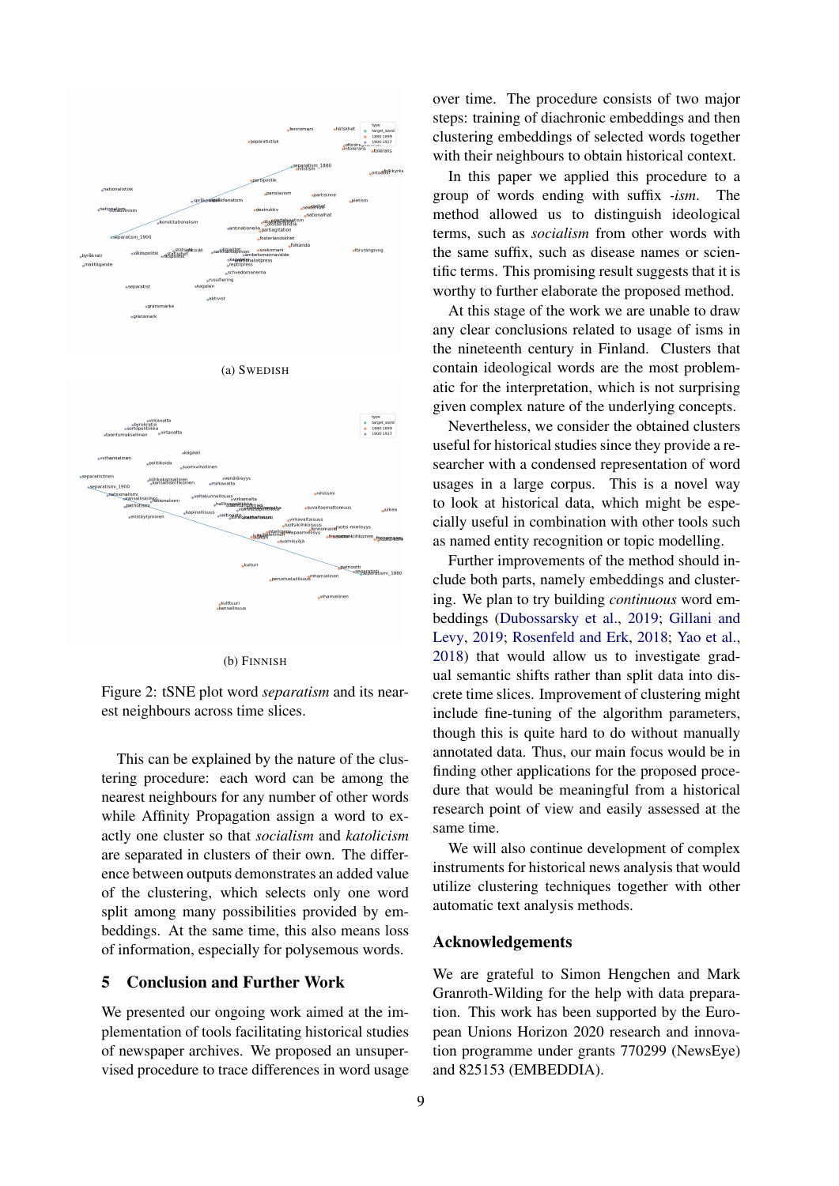(a) SWEDISH

(b) FINNISH

Figure 2: tSNE plot word *separatism* and its nearest neighbours across time slices.

This can be explained by the nature of the clustering procedure: each word can be among the nearest neighbours for any number of other words while Affinity Propagation assign a word to exactly one cluster so that *socialism* and *katolicism* are separated in clusters of their own. The difference between outputs demonstrates an added value of the clustering, which selects only one word split among many possibilities provided by embeddings. At the same time, this also means loss of information, especially for polysemous words.

## 5 Conclusion and Further Work

We presented our ongoing work aimed at the implementation of tools facilitating historical studies of newspaper archives. We proposed an unsupervised procedure to trace differences in word usage over time. The procedure consists of two major steps: training of diachronic embeddings and then clustering embeddings of selected words together with their neighbours to obtain historical context.

In this paper we applied this procedure to a group of words ending with suffix *-ism*. The method allowed us to distinguish ideological terms, such as *socialism* from other words with the same suffix, such as disease names or scientific terms. This promising result suggests that it is worthy to further elaborate the proposed method.

At this stage of the work we are unable to draw any clear conclusions related to usage of isms in the nineteenth century in Finland. Clusters that contain ideological words are the most problematic for the interpretation, which is not surprising given complex nature of the underlying concepts.

Nevertheless, we consider the obtained clusters useful for historical studies since they provide a researcher with a condensed representation of word usages in a large corpus. This is a novel way to look at historical data, which might be especially useful in combination with other tools such as named entity recognition or topic modelling.

Further improvements of the method should include both parts, namely embeddings and clustering. We plan to try building *continuous* word embeddings (Dubossarsky et al., 2019; Gillani and Levy, 2019; Rosenfeld and Erk, 2018; Yao et al., 2018) that would allow us to investigate gradual semantic shifts rather than split data into discrete time slices. Improvement of clustering might include fine-tuning of the algorithm parameters, though this is quite hard to do without manually annotated data. Thus, our main focus would be in finding other applications for the proposed procedure that would be meaningful from a historical research point of view and easily assessed at the same time.

We will also continue development of complex instruments for historical news analysis that would utilize clustering techniques together with other automatic text analysis methods.

## Acknowledgements

We are grateful to Simon Hengchen and Mark Granroth-Wilding for the help with data preparation. This work has been supported by the European Unions Horizon 2020 research and innovation programme under grants 770299 (NewsEye) and 825153 (EMBEDDIA).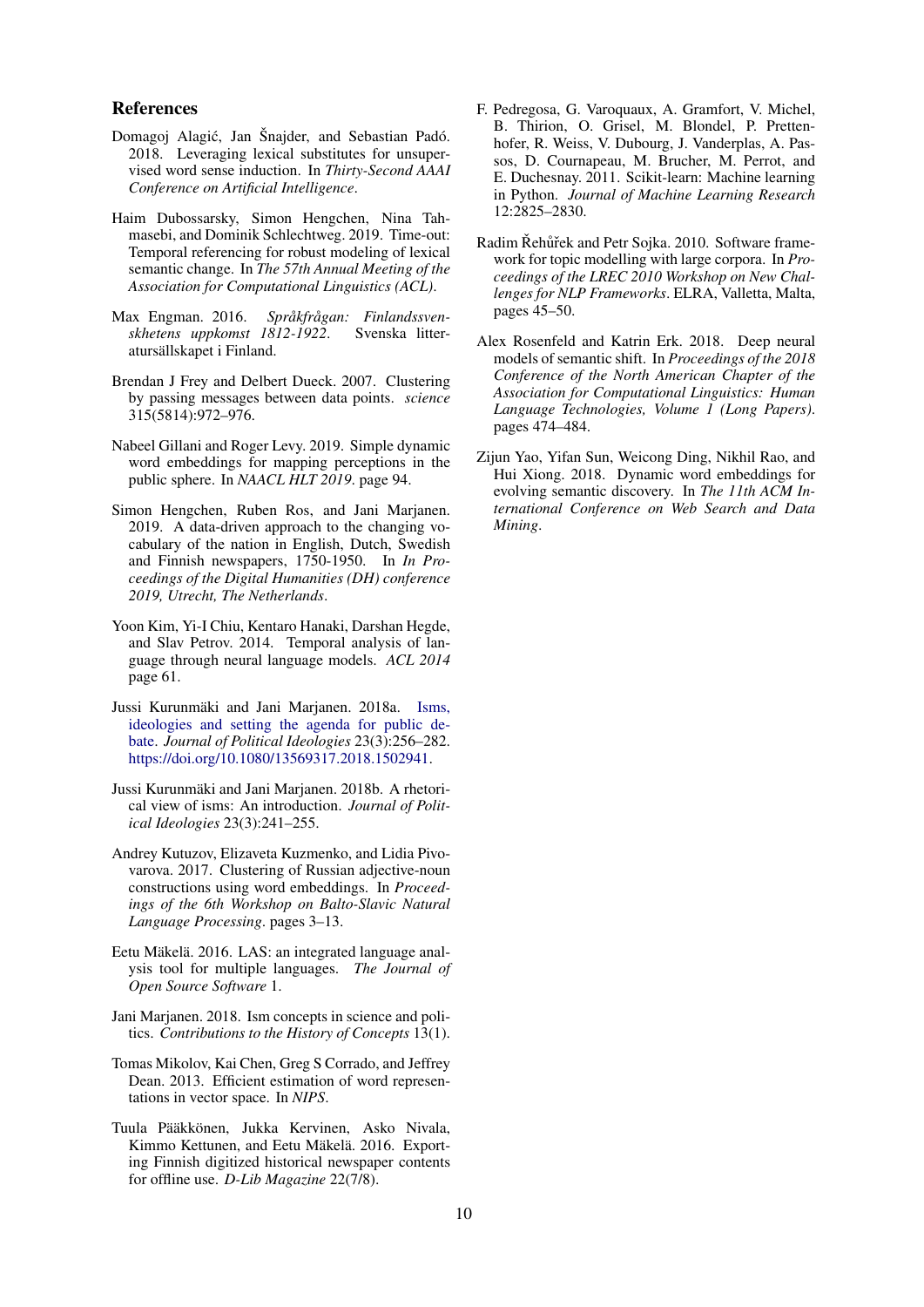## References

Domagoj Alagić, Jan Šnajder, and Sebastian Padó. 2018. Leveraging lexical substitutes for unsupervised word sense induction. In *Thirty-Second AAAI Conference on Artificial Intelligence*.

Haim Dubossarsky, Simon Hengchen, Nina Tahmasebi, and Dominik Schlechtweg. 2019. Time-out: Temporal referencing for robust modeling of lexical semantic change. In *The 57th Annual Meeting of the Association for Computational Linguistics (ACL)*.

Max Engman. 2016. *Språkfrågan: Finlandssvenskhetens uppkomst 1812-1922*. Svenska litteratursällskapet i Finland.

Brendan J Frey and Delbert Dueck. 2007. Clustering by passing messages between data points. *science* 315(5814):972–976.

Nabeel Gillani and Roger Levy. 2019. Simple dynamic word embeddings for mapping perceptions in the public sphere. In *NAACL HLT 2019*. page 94.

Simon Hengchen, Ruben Ros, and Jani Marjanen. 2019. A data-driven approach to the changing vocabulary of the nation in English, Dutch, Swedish and Finnish newspapers, 1750-1950. In *In Proceedings of the Digital Humanities (DH) conference 2019, Utrecht, The Netherlands*.

Yoon Kim, Yi-I Chiu, Kentaro Hanaki, Darshan Hegde, and Slav Petrov. 2014. Temporal analysis of language through neural language models. *ACL 2014* page 61.

Jussi Kurunmäki and Jani Marjanen. 2018a. Isms, ideologies and setting the agenda for public debate. *Journal of Political Ideologies* 23(3):256–282. https://doi.org/10.1080/13569317.2018.1502941.

Jussi Kurunmäki and Jani Marjanen. 2018b. A rhetorical view of isms: An introduction. *Journal of Political Ideologies* 23(3):241–255.

Andrey Kutuzov, Elizaveta Kuzmenko, and Lidia Pivovarova. 2017. Clustering of Russian adjective-noun constructions using word embeddings. In *Proceedings of the 6th Workshop on Balto-Slavic Natural Language Processing*. pages 3–13.

Eetu Mäkelä. 2016. LAS: an integrated language analysis tool for multiple languages. *The Journal of Open Source Software* 1.

Jani Marjanen. 2018. Ism concepts in science and politics. *Contributions to the History of Concepts* 13(1).

Tomas Mikolov, Kai Chen, Greg S Corrado, and Jeffrey Dean. 2013. Efficient estimation of word representations in vector space. In *NIPS*.

Tuula Pääkkönen, Jukka Kervinen, Asko Nivala, Kimmo Kettunen, and Eetu Mäkelä. 2016. Exporting Finnish digitized historical newspaper contents for offline use. *D-Lib Magazine* 22(7/8).

F. Pedregosa, G. Varoquaux, A. Gramfort, V. Michel, B. Thirion, O. Grisel, M. Blondel, P. Prettenhofer, R. Weiss, V. Dubourg, J. Vanderplas, A. Passos, D. Cournapeau, M. Brucher, M. Perrot, and E. Duchesnay. 2011. Scikit-learn: Machine learning in Python. *Journal of Machine Learning Research* 12:2825–2830.

Radim Řehůřek and Petr Sojka. 2010. Software framework for topic modelling with large corpora. In *Proceedings of the LREC 2010 Workshop on New Challenges for NLP Frameworks*. ELRA, Valletta, Malta, pages 45–50.

Alex Rosenfeld and Katrin Erk. 2018. Deep neural models of semantic shift. In *Proceedings of the 2018 Conference of the North American Chapter of the Association for Computational Linguistics: Human Language Technologies, Volume 1 (Long Papers)*. pages 474–484.

Zijun Yao, Yifan Sun, Weicong Ding, Nikhil Rao, and Hui Xiong. 2018. Dynamic word embeddings for evolving semantic discovery. In *The 11th ACM International Conference on Web Search and Data Mining*.